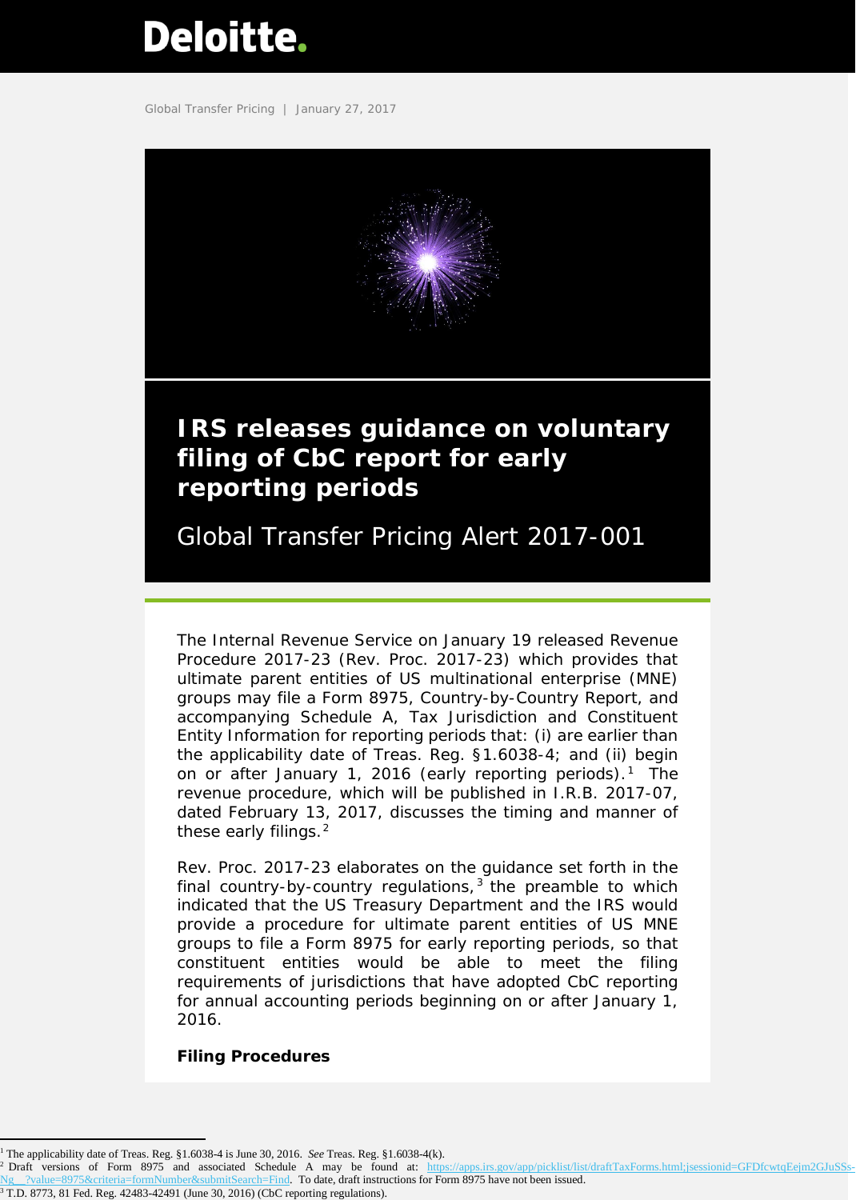Deloitte.

Global Transfer Pricing | January 27, 2017

# IRS releases guidance on voluntary filing of CbC report for early reporting periods

## Global Transfer Pricing Alert 2017-001

The Internal Revenue Service on January 19 released Revenue Procedure 2017-23 (Rev. Proc. 2017-23) which provides that ultimate parent entities of US multinational enterprise (MNE) groups may file a Form 8975, Country-by-Country Report, and accompanying Schedule A, Tax Jurisdiction and Constituent Entity Information for reporting periods that: (i) are earlier than the applicability date of Treas. Reg. §1.6038-4; and (ii) begin on or after January 1, 2016 (early reporting periods).[1] The revenue procedure, which will be published in I.R.B. 2017-07, dated February 13, 2017, discusses the timing and manner of these early filings.[2]

Rev. Proc. 2017-23 elaborates on the guidance set forth in the final country-by-country regulations,[3] the preamble to which indicated that the US Treasury Department and the IRS would provide a procedure for ultimate parent entities of US MNE groups to file a Form 8975 for early reporting periods, so that constituent entities would be able to meet the filing requirements of jurisdictions that have adopted CbC reporting for annual accounting periods beginning on or after January 1, 2016.

**Filing Procedures**

---

[1] The applicability date of Treas. Reg. §1.6038-4 is June 30, 2016. *See* Treas. Reg. §1.6038-4(k).

[2] Draft versions of Form 8975 and associated Schedule A may be found at: https://apps.irs.gov/app/picklist/list/draftTaxForms.html;jsessionid=GFDfcwtqEejm2GJuSSs-Ng__?value=8975&criteria=formNumber&submitSearch=Find. To date, draft instructions for Form 8975 have not been issued.

[3] T.D. 8773, 81 Fed. Reg. 42483-42491 (June 30, 2016) (CbC reporting regulations).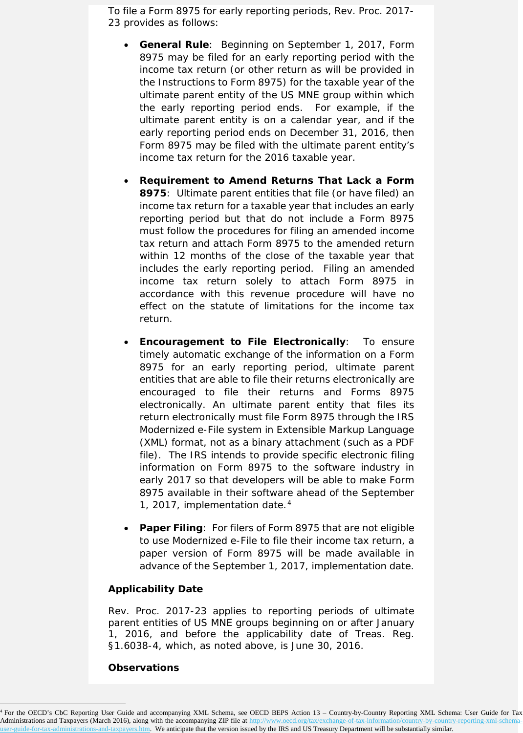To file a Form 8975 for early reporting periods, Rev. Proc. 2017-23 provides as follows:

- **General Rule**: Beginning on September 1, 2017, Form 8975 may be filed for an early reporting period with the income tax return (or other return as will be provided in the Instructions to Form 8975) for the taxable year of the ultimate parent entity of the US MNE group within which the early reporting period ends. For example, if the ultimate parent entity is on a calendar year, and if the early reporting period ends on December 31, 2016, then Form 8975 may be filed with the ultimate parent entity's income tax return for the 2016 taxable year.

- **Requirement to Amend Returns That Lack a Form 8975**: Ultimate parent entities that file (or have filed) an income tax return for a taxable year that includes an early reporting period but that do not include a Form 8975 must follow the procedures for filing an amended income tax return and attach Form 8975 to the amended return within 12 months of the close of the taxable year that includes the early reporting period. Filing an amended income tax return solely to attach Form 8975 in accordance with this revenue procedure will have no effect on the statute of limitations for the income tax return.

- **Encouragement to File Electronically**: To ensure timely automatic exchange of the information on a Form 8975 for an early reporting period, ultimate parent entities that are able to file their returns electronically are encouraged to file their returns and Forms 8975 electronically. An ultimate parent entity that files its return electronically must file Form 8975 through the IRS Modernized e-File system in Extensible Markup Language (XML) format, not as a binary attachment (such as a PDF file). The IRS intends to provide specific electronic filing information on Form 8975 to the software industry in early 2017 so that developers will be able to make Form 8975 available in their software ahead of the September 1, 2017, implementation date.[4]

- **Paper Filing**: For filers of Form 8975 that are not eligible to use Modernized e-File to file their income tax return, a paper version of Form 8975 will be made available in advance of the September 1, 2017, implementation date.

### Applicability Date

Rev. Proc. 2017-23 applies to reporting periods of ultimate parent entities of US MNE groups beginning on or after January 1, 2016, and before the applicability date of Treas. Reg. §1.6038-4, which, as noted above, is June 30, 2016.

### Observations

---

[4] For the OECD's CbC Reporting User Guide and accompanying XML Schema, see OECD BEPS Action 13 – Country-by-Country Reporting XML Schema: User Guide for Tax Administrations and Taxpayers (March 2016), along with the accompanying ZIP file at http://www.oecd.org/tax/exchange-of-tax-information/country-by-country-reporting-xml-schema-user-guide-for-tax-administrations-and-taxpayers.htm. We anticipate that the version issued by the IRS and US Treasury Department will be substantially similar.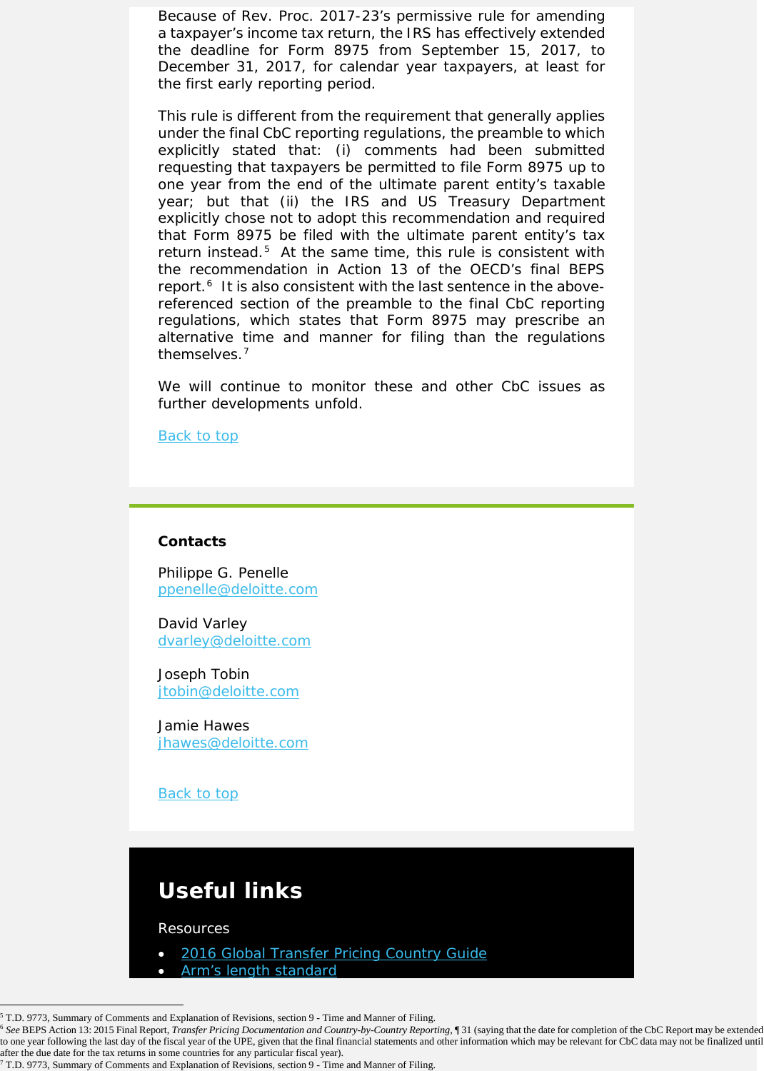Because of Rev. Proc. 2017-23's permissive rule for amending a taxpayer's income tax return, the IRS has effectively extended the deadline for Form 8975 from September 15, 2017, to December 31, 2017, for calendar year taxpayers, at least for the first early reporting period.

This rule is different from the requirement that generally applies under the final CbC reporting regulations, the preamble to which explicitly stated that: (i) comments had been submitted requesting that taxpayers be permitted to file Form 8975 up to one year from the end of the ultimate parent entity's taxable year; but that (ii) the IRS and US Treasury Department explicitly chose not to adopt this recommendation and required that Form 8975 be filed with the ultimate parent entity's tax return instead.[5] At the same time, this rule is consistent with the recommendation in Action 13 of the OECD's final BEPS report.[6] It is also consistent with the last sentence in the above-referenced section of the preamble to the final CbC reporting regulations, which states that Form 8975 may prescribe an alternative time and manner for filing than the regulations themselves.[7]

We will continue to monitor these and other CbC issues as further developments unfold.

Back to top

**Contacts**

Philippe G. Penelle
ppenelle@deloitte.com

David Varley
dvarley@deloitte.com

Joseph Tobin
jtobin@deloitte.com

Jamie Hawes
jhawes@deloitte.com

Back to top

## Useful links

Resources

- 2016 Global Transfer Pricing Country Guide
- Arm's length standard

---

[5] T.D. 9773, Summary of Comments and Explanation of Revisions, section 9 - Time and Manner of Filing.

[6] *See* BEPS Action 13: 2015 Final Report, *Transfer Pricing Documentation and Country-by-Country Reporting*, ¶ 31 (saying that the date for completion of the CbC Report may be extended to one year following the last day of the fiscal year of the UPE, given that the final financial statements and other information which may be relevant for CbC data may not be finalized until after the due date for the tax returns in some countries for any particular fiscal year).

[7] T.D. 9773, Summary of Comments and Explanation of Revisions, section 9 - Time and Manner of Filing.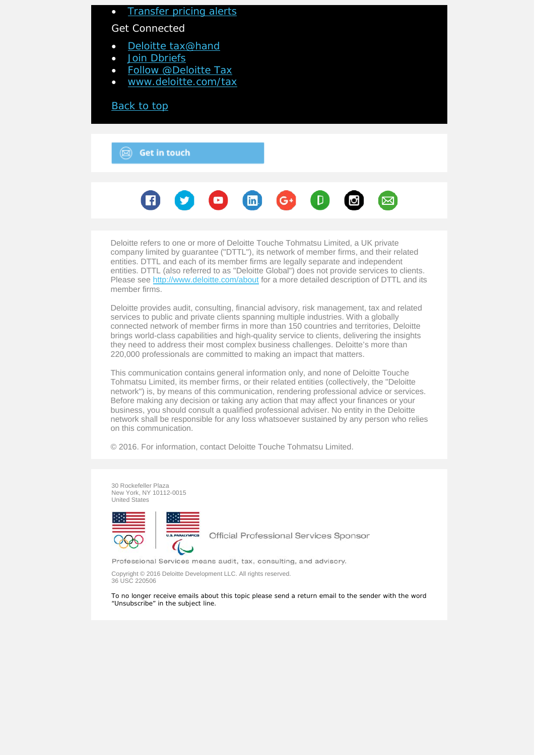- Transfer pricing alerts

Get Connected

- Deloitte tax@hand
- Join Dbriefs
- Follow @Deloitte Tax
- www.deloitte.com/tax

Back to top

Get in touch

Deloitte refers to one or more of Deloitte Touche Tohmatsu Limited, a UK private company limited by guarantee ("DTTL"), its network of member firms, and their related entities. DTTL and each of its member firms are legally separate and independent entities. DTTL (also referred to as "Deloitte Global") does not provide services to clients. Please see http://www.deloitte.com/about for a more detailed description of DTTL and its member firms.

Deloitte provides audit, consulting, financial advisory, risk management, tax and related services to public and private clients spanning multiple industries. With a globally connected network of member firms in more than 150 countries and territories, Deloitte brings world-class capabilities and high-quality service to clients, delivering the insights they need to address their most complex business challenges. Deloitte's more than 220,000 professionals are committed to making an impact that matters.

This communication contains general information only, and none of Deloitte Touche Tohmatsu Limited, its member firms, or their related entities (collectively, the "Deloitte network") is, by means of this communication, rendering professional advice or services. Before making any decision or taking any action that may affect your finances or your business, you should consult a qualified professional adviser. No entity in the Deloitte network shall be responsible for any loss whatsoever sustained by any person who relies on this communication.

© 2016. For information, contact Deloitte Touche Tohmatsu Limited.

30 Rockefeller Plaza
New York, NY 10112-0015
United States

Official Professional Services Sponsor

Professional Services means audit, tax, consulting, and advisory.

Copyright © 2016 Deloitte Development LLC. All rights reserved.
36 USC 220506

To no longer receive emails about this topic please send a return email to the sender with the word "Unsubscribe" in the subject line.